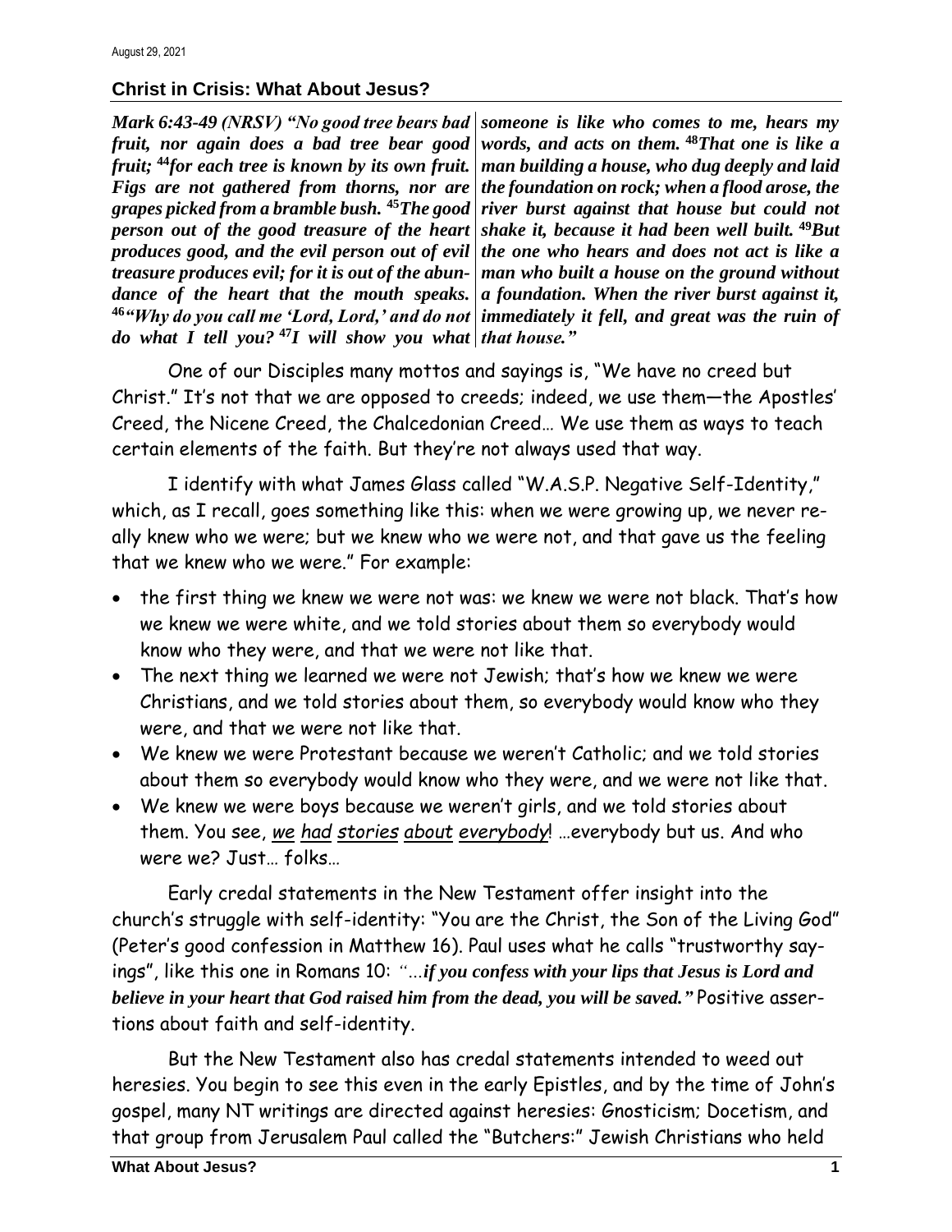August 29, 2021

## Christ in Crisis: What About Jesus?

***Mark 6:43-49 (NRSV) "No good tree bears bad fruit, nor again does a bad tree bear good fruit; [44]for each tree is known by its own fruit. Figs are not gathered from thorns, nor are grapes picked from a bramble bush. [45]The good person out of the good treasure of the heart produces good, and the evil person out of evil treasure produces evil; for it is out of the abundance of the heart that the mouth speaks. [46]"Why do you call me 'Lord, Lord,' and do not do what I tell you? [47]I will show you what someone is like who comes to me, hears my words, and acts on them. [48]That one is like a man building a house, who dug deeply and laid the foundation on rock; when a flood arose, the river burst against that house but could not shake it, because it had been well built. [49]But the one who hears and does not act is like a man who built a house on the ground without a foundation. When the river burst against it, immediately it fell, and great was the ruin of that house."***

One of our Disciples many mottos and sayings is, "We have no creed but Christ." It's not that we are opposed to creeds; indeed, we use them—the Apostles' Creed, the Nicene Creed, the Chalcedonian Creed… We use them as ways to teach certain elements of the faith. But they're not always used that way.

I identify with what James Glass called "W.A.S.P. Negative Self-Identity," which, as I recall, goes something like this: when we were growing up, we never really knew who we were; but we knew who we were not, and that gave us the feeling that we knew who we were." For example:

- the first thing we knew we were not was: we knew we were not black. That's how we knew we were white, and we told stories about them so everybody would know who they were, and that we were not like that.
- The next thing we learned we were not Jewish; that's how we knew we were Christians, and we told stories about them, so everybody would know who they were, and that we were not like that.
- We knew we were Protestant because we weren't Catholic; and we told stories about them so everybody would know who they were, and we were not like that.
- We knew we were boys because we weren't girls, and we told stories about them. You see, <u>*we had stories about everybody*</u>! …everybody but us. And who were we? Just… folks…

Early credal statements in the New Testament offer insight into the church's struggle with self-identity: "You are the Christ, the Son of the Living God" (Peter's good confession in Matthew 16). Paul uses what he calls "trustworthy sayings", like this one in Romans 10: "…***if you confess with your lips that Jesus is Lord and believe in your heart that God raised him from the dead, you will be saved."*** Positive assertions about faith and self-identity.

But the New Testament also has credal statements intended to weed out heresies. You begin to see this even in the early Epistles, and by the time of John's gospel, many NT writings are directed against heresies: Gnosticism; Docetism, and that group from Jerusalem Paul called the "Butchers:" Jewish Christians who held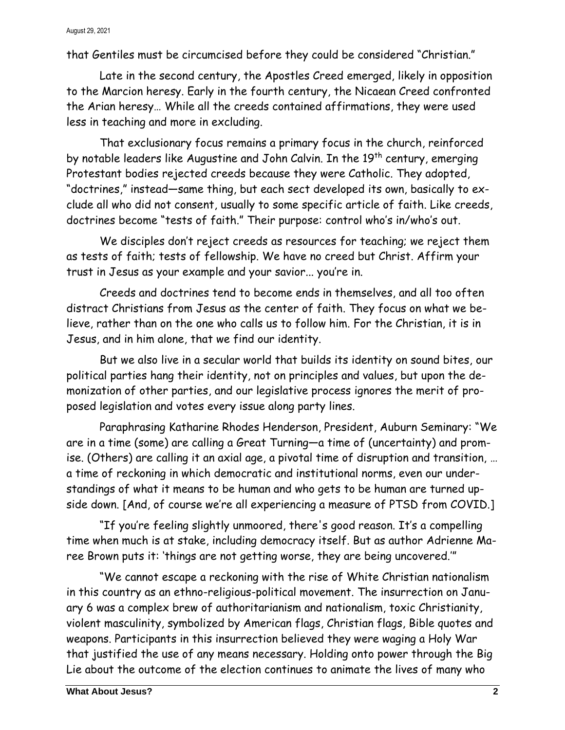that Gentiles must be circumcised before they could be considered "Christian."

Late in the second century, the Apostles Creed emerged, likely in opposition to the Marcion heresy. Early in the fourth century, the Nicaean Creed confronted the Arian heresy… While all the creeds contained affirmations, they were used less in teaching and more in excluding.

That exclusionary focus remains a primary focus in the church, reinforced by notable leaders like Augustine and John Calvin. In the 19th century, emerging Protestant bodies rejected creeds because they were Catholic. They adopted, "doctrines," instead—same thing, but each sect developed its own, basically to exclude all who did not consent, usually to some specific article of faith. Like creeds, doctrines become "tests of faith." Their purpose: control who's in/who's out.

We disciples don't reject creeds as resources for teaching; we reject them as tests of faith; tests of fellowship. We have no creed but Christ. Affirm your trust in Jesus as your example and your savior... you're in.

Creeds and doctrines tend to become ends in themselves, and all too often distract Christians from Jesus as the center of faith. They focus on what we believe, rather than on the one who calls us to follow him. For the Christian, it is in Jesus, and in him alone, that we find our identity.

But we also live in a secular world that builds its identity on sound bites, our political parties hang their identity, not on principles and values, but upon the demonization of other parties, and our legislative process ignores the merit of proposed legislation and votes every issue along party lines.

Paraphrasing Katharine Rhodes Henderson, President, Auburn Seminary: "We are in a time (some) are calling a Great Turning—a time of (uncertainty) and promise. (Others) are calling it an axial age, a pivotal time of disruption and transition, … a time of reckoning in which democratic and institutional norms, even our understandings of what it means to be human and who gets to be human are turned upside down. [And, of course we're all experiencing a measure of PTSD from COVID.]

"If you're feeling slightly unmoored, there's good reason. It's a compelling time when much is at stake, including democracy itself. But as author Adrienne Maree Brown puts it: 'things are not getting worse, they are being uncovered.'"

"We cannot escape a reckoning with the rise of White Christian nationalism in this country as an ethno-religious-political movement. The insurrection on January 6 was a complex brew of authoritarianism and nationalism, toxic Christianity, violent masculinity, symbolized by American flags, Christian flags, Bible quotes and weapons. Participants in this insurrection believed they were waging a Holy War that justified the use of any means necessary. Holding onto power through the Big Lie about the outcome of the election continues to animate the lives of many who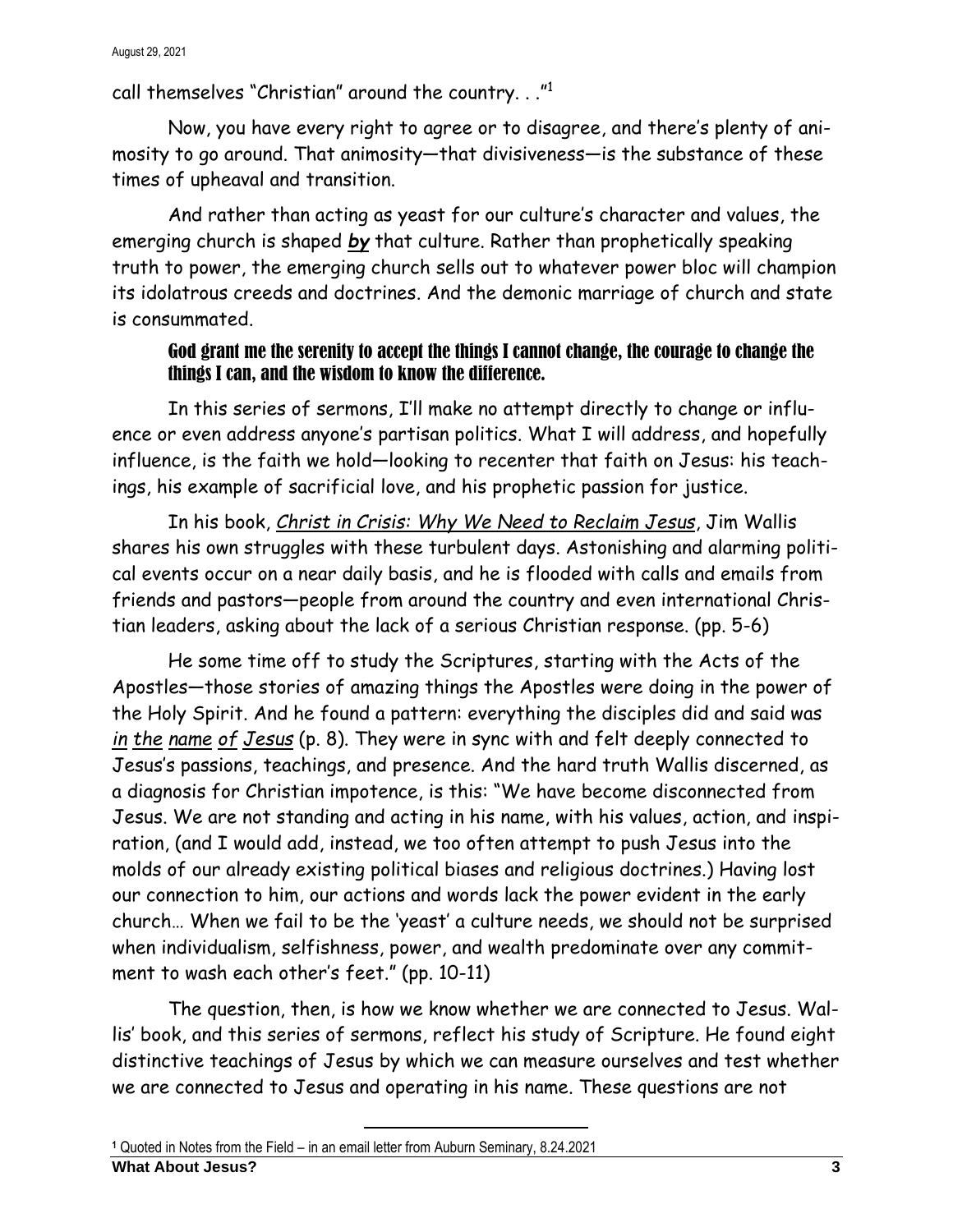call themselves "Christian" around the country. . ."[1]

Now, you have every right to agree or to disagree, and there's plenty of animosity to go around. That animosity—that divisiveness—is the substance of these times of upheaval and transition.

And rather than acting as yeast for our culture's character and values, the emerging church is shaped ***by*** that culture. Rather than prophetically speaking truth to power, the emerging church sells out to whatever power bloc will champion its idolatrous creeds and doctrines. And the demonic marriage of church and state is consummated.

**God grant me the serenity to accept the things I cannot change, the courage to change the things I can, and the wisdom to know the difference.**

In this series of sermons, I'll make no attempt directly to change or influence or even address anyone's partisan politics. What I will address, and hopefully influence, is the faith we hold—looking to recenter that faith on Jesus: his teachings, his example of sacrificial love, and his prophetic passion for justice.

In his book, *Christ in Crisis: Why We Need to Reclaim Jesus*, Jim Wallis shares his own struggles with these turbulent days. Astonishing and alarming political events occur on a near daily basis, and he is flooded with calls and emails from friends and pastors—people from around the country and even international Christian leaders, asking about the lack of a serious Christian response. (pp. 5-6)

He some time off to study the Scriptures, starting with the Acts of the Apostles—those stories of amazing things the Apostles were doing in the power of the Holy Spirit. And he found a pattern: everything the disciples did and said was *in the name of Jesus* (p. 8). They were in sync with and felt deeply connected to Jesus's passions, teachings, and presence. And the hard truth Wallis discerned, as a diagnosis for Christian impotence, is this: "We have become disconnected from Jesus. We are not standing and acting in his name, with his values, action, and inspiration, (and I would add, instead, we too often attempt to push Jesus into the molds of our already existing political biases and religious doctrines.) Having lost our connection to him, our actions and words lack the power evident in the early church… When we fail to be the 'yeast' a culture needs, we should not be surprised when individualism, selfishness, power, and wealth predominate over any commitment to wash each other's feet." (pp. 10-11)

The question, then, is how we know whether we are connected to Jesus. Wallis' book, and this series of sermons, reflect his study of Scripture. He found eight distinctive teachings of Jesus by which we can measure ourselves and test whether we are connected to Jesus and operating in his name. These questions are not

[1] Quoted in Notes from the Field – in an email letter from Auburn Seminary, 8.24.2021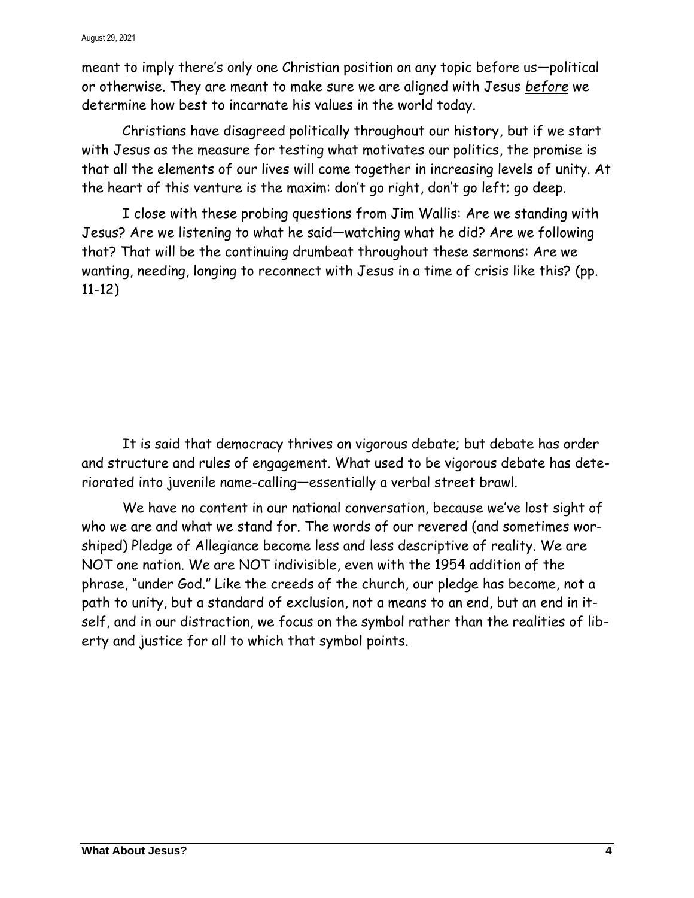meant to imply there's only one Christian position on any topic before us—political or otherwise. They are meant to make sure we are aligned with Jesus _before_ we determine how best to incarnate his values in the world today.

Christians have disagreed politically throughout our history, but if we start with Jesus as the measure for testing what motivates our politics, the promise is that all the elements of our lives will come together in increasing levels of unity. At the heart of this venture is the maxim: don't go right, don't go left; go deep.

I close with these probing questions from Jim Wallis: Are we standing with Jesus? Are we listening to what he said—watching what he did? Are we following that? That will be the continuing drumbeat throughout these sermons: Are we wanting, needing, longing to reconnect with Jesus in a time of crisis like this? (pp. 11-12)

It is said that democracy thrives on vigorous debate; but debate has order and structure and rules of engagement. What used to be vigorous debate has deteriorated into juvenile name-calling—essentially a verbal street brawl.

We have no content in our national conversation, because we've lost sight of who we are and what we stand for. The words of our revered (and sometimes worshiped) Pledge of Allegiance become less and less descriptive of reality. We are NOT one nation. We are NOT indivisible, even with the 1954 addition of the phrase, "under God." Like the creeds of the church, our pledge has become, not a path to unity, but a standard of exclusion, not a means to an end, but an end in itself, and in our distraction, we focus on the symbol rather than the realities of liberty and justice for all to which that symbol points.